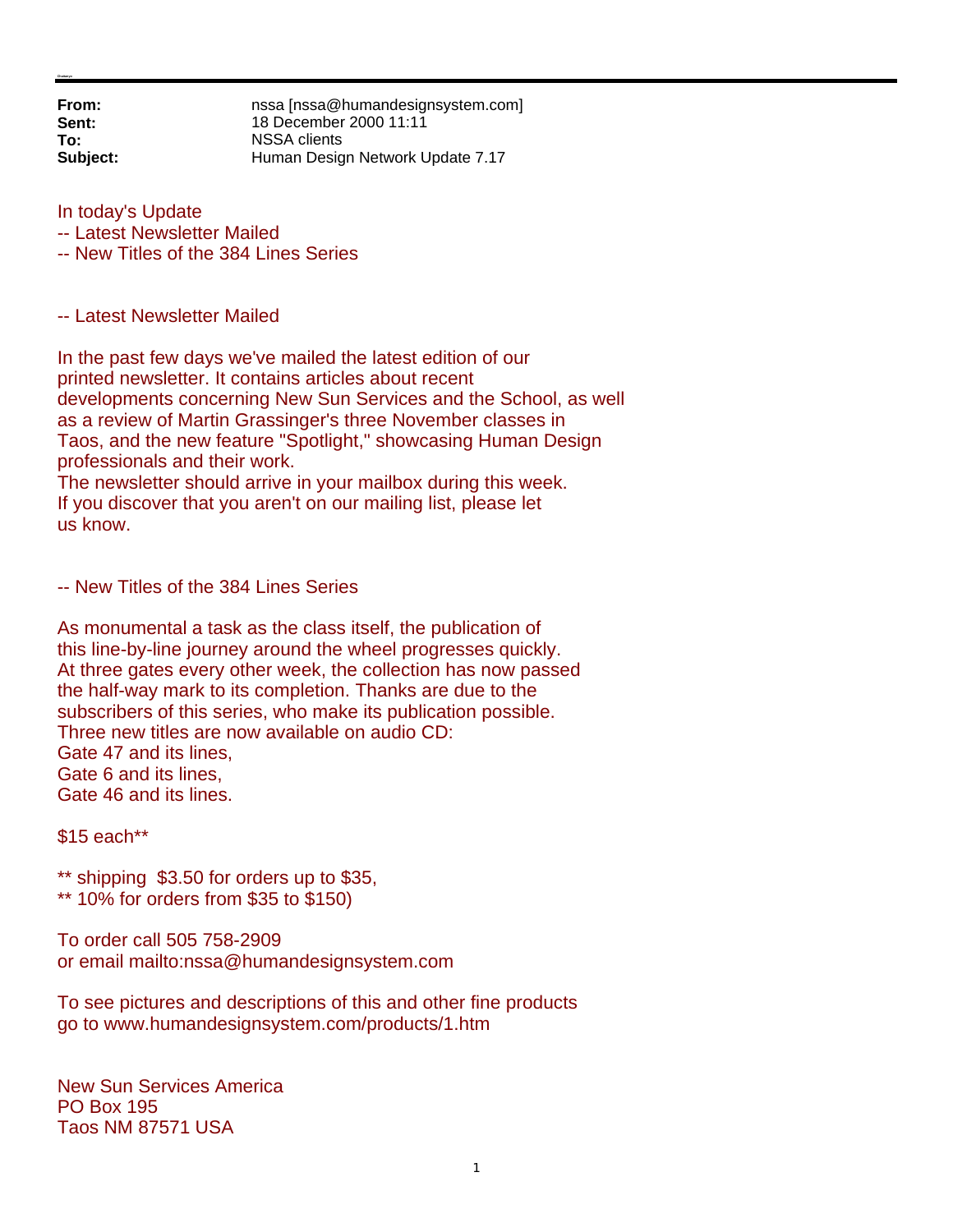**From:** nssa [nssa@humandesignsystem.com]
**Sent:** 18 December 2000 11:11
**To:** NSSA clients
**Subject:** Human Design Network Update 7.17

In today's Update
-- Latest Newsletter Mailed
-- New Titles of the 384 Lines Series

-- Latest Newsletter Mailed

In the past few days we've mailed the latest edition of our printed newsletter. It contains articles about recent developments concerning New Sun Services and the School, as well as a review of Martin Grassinger's three November classes in Taos, and the new feature "Spotlight," showcasing Human Design professionals and their work.
The newsletter should arrive in your mailbox during this week. If you discover that you aren't on our mailing list, please let us know.

-- New Titles of the 384 Lines Series

As monumental a task as the class itself, the publication of this line-by-line journey around the wheel progresses quickly. At three gates every other week, the collection has now passed the half-way mark to its completion. Thanks are due to the subscribers of this series, who make its publication possible.
Three new titles are now available on audio CD:
Gate 47 and its lines,
Gate 6 and its lines,
Gate 46 and its lines.

$15 each**

** shipping  $3.50 for orders up to $35,
** 10% for orders from $35 to $150)

To order call 505 758-2909
or email mailto:nssa@humandesignsystem.com

To see pictures and descriptions of this and other fine products go to www.humandesignsystem.com/products/1.htm

New Sun Services America
PO Box 195
Taos NM 87571 USA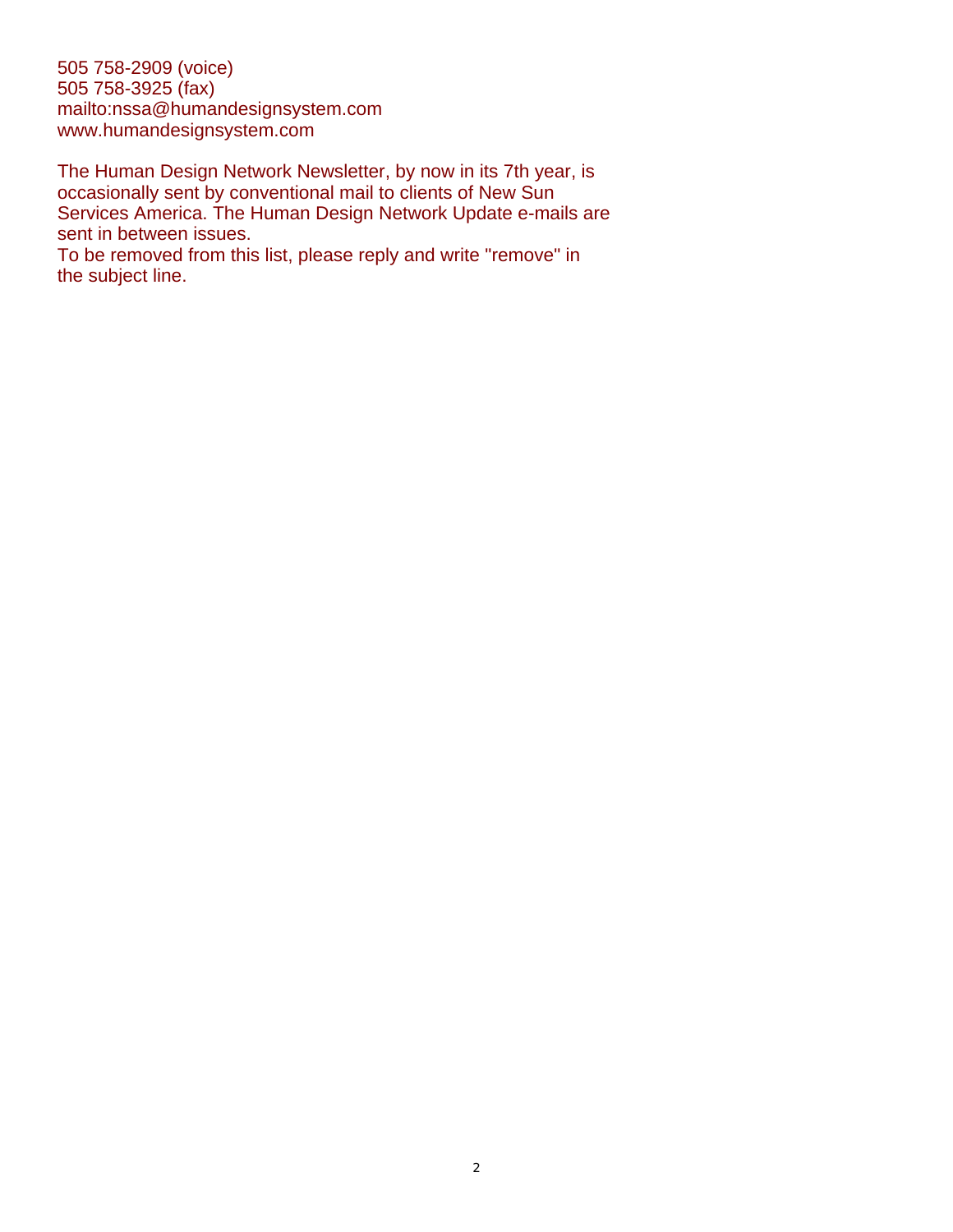505 758-2909 (voice)
505 758-3925 (fax)
mailto:nssa@humandesignsystem.com
www.humandesignsystem.com

The Human Design Network Newsletter, by now in its 7th year, is occasionally sent by conventional mail to clients of New Sun Services America. The Human Design Network Update e-mails are sent in between issues.
To be removed from this list, please reply and write "remove" in the subject line.